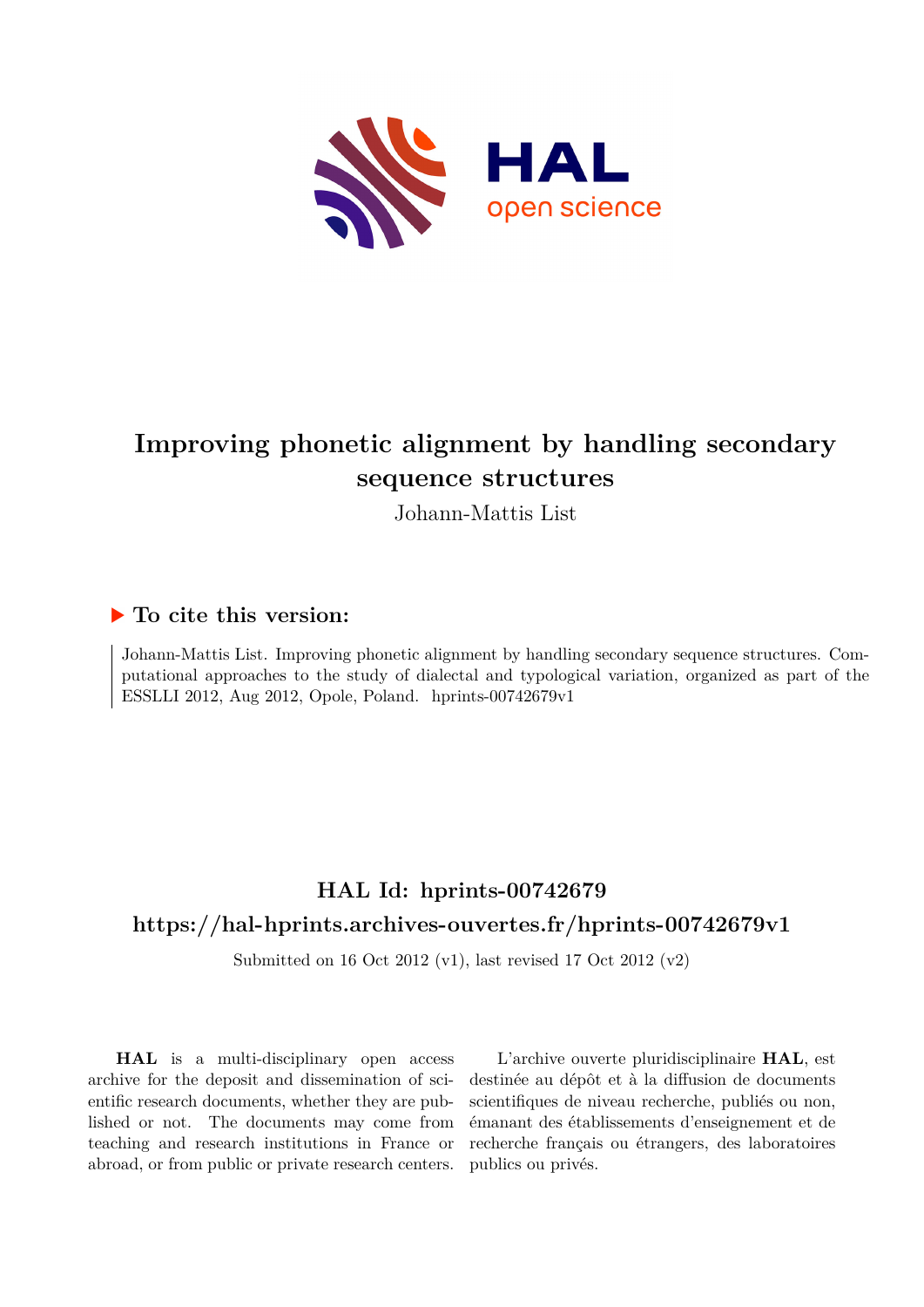# Improving phonetic alignment by handling secondary sequence structures

Johann-Mattis List

## ▶ To cite this version:

Johann-Mattis List. Improving phonetic alignment by handling secondary sequence structures. Computational approaches to the study of dialectal and typological variation, organized as part of the ESSLLI 2012, Aug 2012, Opole, Poland. hprints-00742679v1

## HAL Id: hprints-00742679

## https://hal-hprints.archives-ouvertes.fr/hprints-00742679v1

Submitted on 16 Oct 2012 (v1), last revised 17 Oct 2012 (v2)

**HAL** is a multi-disciplinary open access archive for the deposit and dissemination of scientific research documents, whether they are published or not. The documents may come from teaching and research institutions in France or abroad, or from public or private research centers.

L'archive ouverte pluridisciplinaire **HAL**, est destinée au dépôt et à la diffusion de documents scientifiques de niveau recherche, publiés ou non, émanant des établissements d'enseignement et de recherche français ou étrangers, des laboratoires publics ou privés.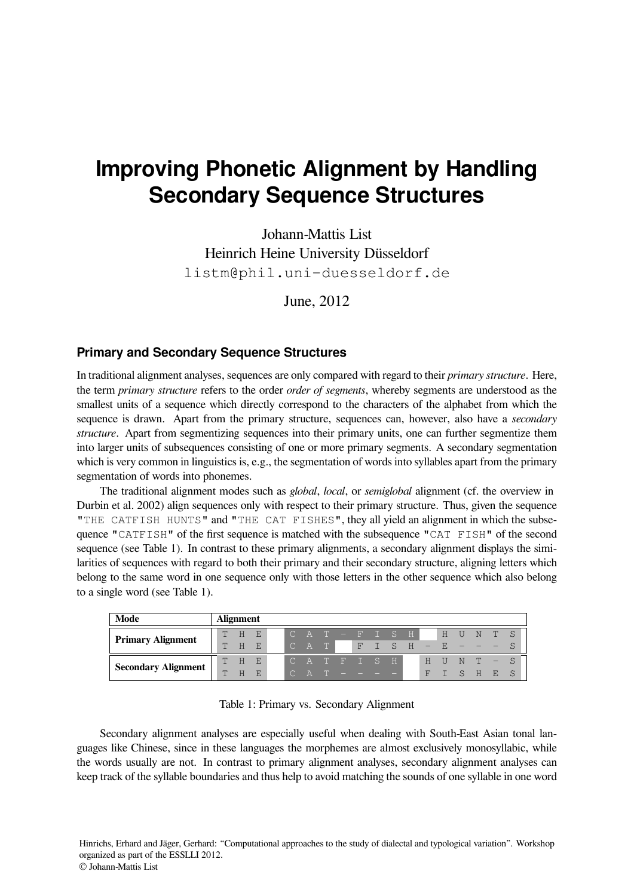# Improving Phonetic Alignment by Handling Secondary Sequence Structures

Johann-Mattis List
Heinrich Heine University Düsseldorf
listm@phil.uni-duesseldorf.de

June, 2012

## Primary and Secondary Sequence Structures

In traditional alignment analyses, sequences are only compared with regard to their *primary structure*. Here, the term *primary structure* refers to the order *order of segments*, whereby segments are understood as the smallest units of a sequence which directly correspond to the characters of the alphabet from which the sequence is drawn. Apart from the primary structure, sequences can, however, also have a *secondary structure*. Apart from segmentizing sequences into their primary units, one can further segmentize them into larger units of subsequences consisting of one or more primary segments. A secondary segmentation which is very common in linguistics is, e.g., the segmentation of words into syllables apart from the primary segmentation of words into phonemes.

The traditional alignment modes such as *global*, *local*, or *semiglobal* alignment (cf. the overview in Durbin et al. 2002) align sequences only with respect to their primary structure. Thus, given the sequence "THE CATFISH HUNTS" and "THE CAT FISHES", they all yield an alignment in which the subsequence "CATFISH" of the first sequence is matched with the subsequence "CAT FISH" of the second sequence (see Table 1). In contrast to these primary alignments, a secondary alignment displays the similarities of sequences with regard to both their primary and their secondary structure, aligning letters which belong to the same word in one sequence only with those letters in the other sequence which also belong to a single word (see Table 1).

| Mode | Alignment |
|---|---|
| **Primary Alignment** | T H E &nbsp; C A T - F I S H &nbsp; H U N T S |
| | T H E &nbsp; C A T &nbsp; F I S H - E - - - S |
| **Secondary Alignment** | T H E &nbsp; C A T F I S H &nbsp; H U N T - S |
| | T H E &nbsp; C A T - - - - &nbsp; F I S H E S |

Table 1: Primary vs. Secondary Alignment

Secondary alignment analyses are especially useful when dealing with South-East Asian tonal languages like Chinese, since in these languages the morphemes are almost exclusively monosyllabic, while the words usually are not. In contrast to primary alignment analyses, secondary alignment analyses can keep track of the syllable boundaries and thus help to avoid matching the sounds of one syllable in one word

Hinrichs, Erhard and Jäger, Gerhard: "Computational approaches to the study of dialectal and typological variation". Workshop organized as part of the ESSLLI 2012.
© Johann-Mattis List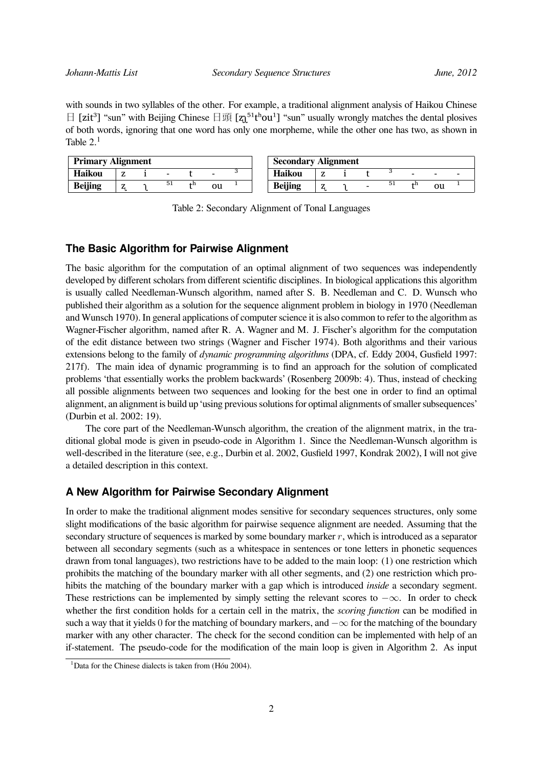with sounds in two syllables of the other. For example, a traditional alignment analysis of Haikou Chinese 日 [zit³] "sun" with Beijing Chinese 日頭 [ʐʅ⁵¹tʰou¹] "sun" usually wrongly matches the dental plosives of both words, ignoring that one word has only one morpheme, while the other one has two, as shown in Table 2.[1]

| **Primary Alignment** | | | | | | |
|---|---|---|---|---|---|---|
| **Haikou** | z | i | - | t | - | ³ |
| **Beijing** | ʐ | ʅ | ⁵¹ | tʰ | ou | ¹ |

| **Secondary Alignment** | | | | | | | |
|---|---|---|---|---|---|---|---|
| **Haikou** | z | i | t | ³ | - | - | - |
| **Beijing** | ʐ | ʅ | - | ⁵¹ | tʰ | ou | ¹ |

Table 2: Secondary Alignment of Tonal Languages

### The Basic Algorithm for Pairwise Alignment

The basic algorithm for the computation of an optimal alignment of two sequences was independently developed by different scholars from different scientific disciplines. In biological applications this algorithm is usually called Needleman-Wunsch algorithm, named after S. B. Needleman and C. D. Wunsch who published their algorithm as a solution for the sequence alignment problem in biology in 1970 (Needleman and Wunsch 1970). In general applications of computer science it is also common to refer to the algorithm as Wagner-Fischer algorithm, named after R. A. Wagner and M. J. Fischer's algorithm for the computation of the edit distance between two strings (Wagner and Fischer 1974). Both algorithms and their various extensions belong to the family of *dynamic programming algorithms* (DPA, cf. Eddy 2004, Gusfield 1997: 217f). The main idea of dynamic programming is to find an approach for the solution of complicated problems 'that essentially works the problem backwards' (Rosenberg 2009b: 4). Thus, instead of checking all possible alignments between two sequences and looking for the best one in order to find an optimal alignment, an alignment is build up 'using previous solutions for optimal alignments of smaller subsequences' (Durbin et al. 2002: 19).

The core part of the Needleman-Wunsch algorithm, the creation of the alignment matrix, in the traditional global mode is given in pseudo-code in Algorithm 1. Since the Needleman-Wunsch algorithm is well-described in the literature (see, e.g., Durbin et al. 2002, Gusfield 1997, Kondrak 2002), I will not give a detailed description in this context.

### A New Algorithm for Pairwise Secondary Alignment

In order to make the traditional alignment modes sensitive for secondary sequences structures, only some slight modifications of the basic algorithm for pairwise sequence alignment are needed. Assuming that the secondary structure of sequences is marked by some boundary marker $r$, which is introduced as a separator between all secondary segments (such as a whitespace in sentences or tone letters in phonetic sequences drawn from tonal languages), two restrictions have to be added to the main loop: (1) one restriction which prohibits the matching of the boundary marker with all other segments, and (2) one restriction which prohibits the matching of the boundary marker with a gap which is introduced *inside* a secondary segment. These restrictions can be implemented by simply setting the relevant scores to $-\infty$. In order to check whether the first condition holds for a certain cell in the matrix, the *scoring function* can be modified in such a way that it yields 0 for the matching of boundary markers, and $-\infty$ for the matching of the boundary marker with any other character. The check for the second condition can be implemented with help of an if-statement. The pseudo-code for the modification of the main loop is given in Algorithm 2. As input

[1] Data for the Chinese dialects is taken from (Hóu 2004).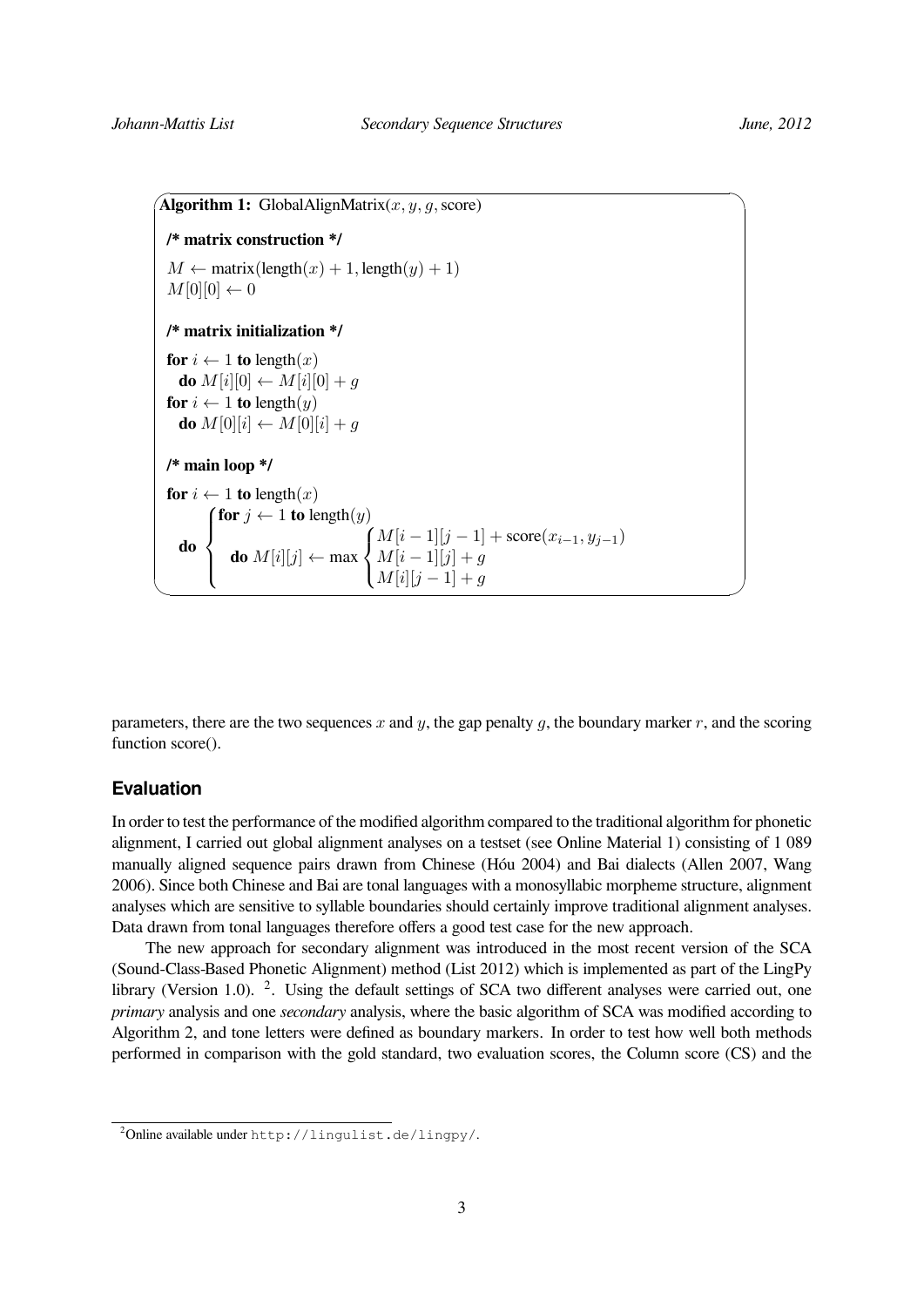**Algorithm 1:** GlobalAlignMatrix($x, y, g$, score)

**/\* matrix construction \*/**

$M \leftarrow \text{matrix}(\text{length}(x) + 1, \text{length}(y) + 1)$
$M[0][0] \leftarrow 0$

**/\* matrix initialization \*/**

**for** $i \leftarrow 1$ **to** length($x$)
  **do** $M[i][0] \leftarrow M[i][0] + g$
**for** $i \leftarrow 1$ **to** length($y$)
  **do** $M[0][i] \leftarrow M[0][i] + g$

**/\* main loop \*/**

**for** $i \leftarrow 1$ **to** length($x$)

$$\textbf{do} \begin{cases} \textbf{for } j \leftarrow 1 \textbf{ to } \text{length}(y) \\ \quad \textbf{do } M[i][j] \leftarrow \max \begin{cases} M[i-1][j-1] + \text{score}(x_{i-1}, y_{j-1}) \\ M[i-1][j] + g \\ M[i][j-1] + g \end{cases} \end{cases}$$

parameters, there are the two sequences $x$ and $y$, the gap penalty $g$, the boundary marker $r$, and the scoring function score().

## Evaluation

In order to test the performance of the modified algorithm compared to the traditional algorithm for phonetic alignment, I carried out global alignment analyses on a testset (see Online Material 1) consisting of 1 089 manually aligned sequence pairs drawn from Chinese (Hóu 2004) and Bai dialects (Allen 2007, Wang 2006). Since both Chinese and Bai are tonal languages with a monosyllabic morpheme structure, alignment analyses which are sensitive to syllable boundaries should certainly improve traditional alignment analyses. Data drawn from tonal languages therefore offers a good test case for the new approach.

The new approach for secondary alignment was introduced in the most recent version of the SCA (Sound-Class-Based Phonetic Alignment) method (List 2012) which is implemented as part of the LingPy library (Version 1.0). [2]. Using the default settings of SCA two different analyses were carried out, one *primary* analysis and one *secondary* analysis, where the basic algorithm of SCA was modified according to Algorithm 2, and tone letters were defined as boundary markers. In order to test how well both methods performed in comparison with the gold standard, two evaluation scores, the Column score (CS) and the

[2] Online available under http://lingulist.de/lingpy/.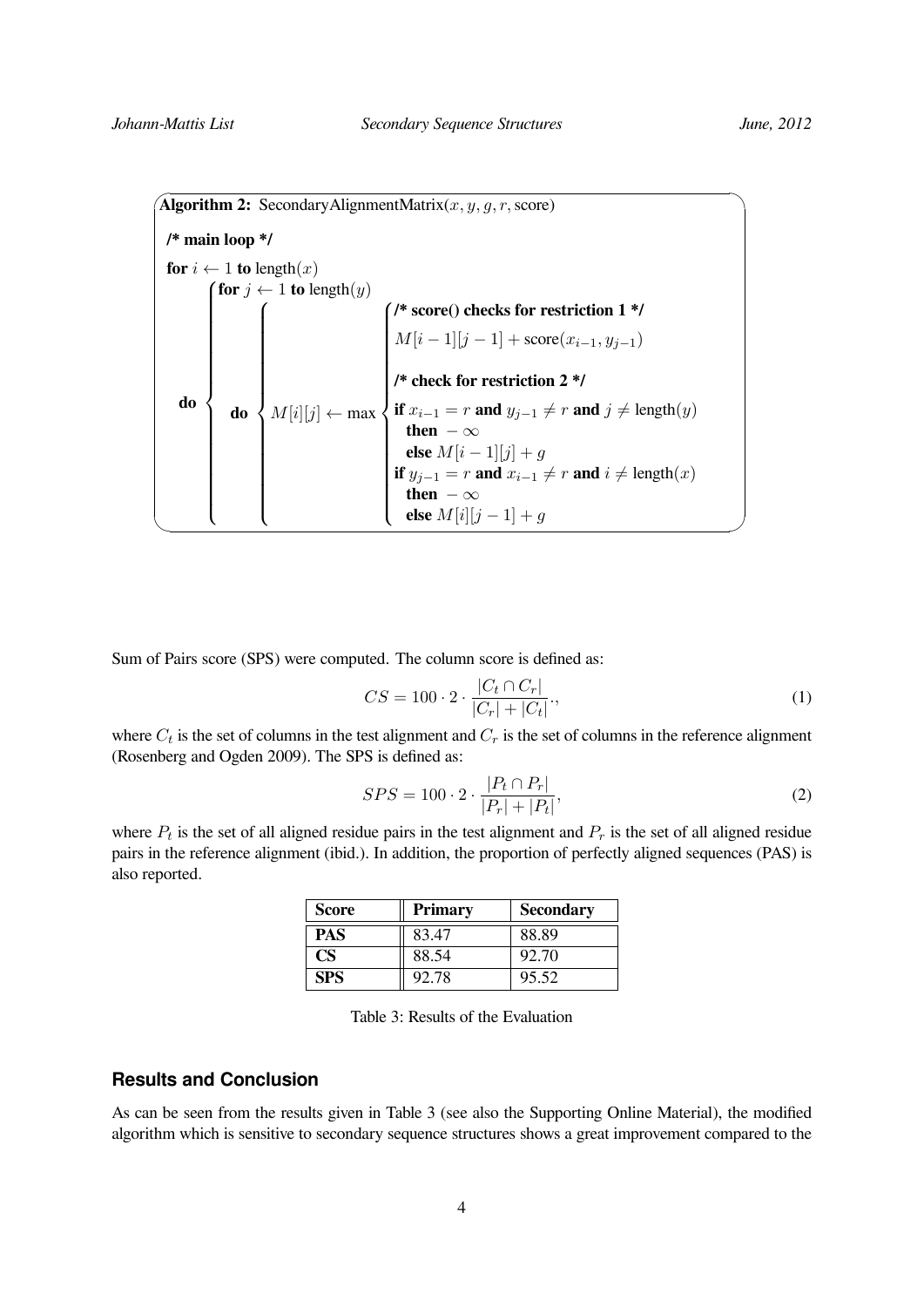**Algorithm 2:** SecondaryAlignmentMatrix($x, y, g, r$, score)

```
/* main loop */
for i ← 1 to length(x)
  do {
    for j ← 1 to length(y)
      do {
        M[i][j] ← max {
          /* score() checks for restriction 1 */
          M[i − 1][j − 1] + score(x_{i−1}, y_{j−1})

          /* check for restriction 2 */
          if x_{i−1} = r and y_{j−1} ≠ r and j ≠ length(y)
            then −∞
            else M[i − 1][j] + g
          if y_{j−1} = r and x_{i−1} ≠ r and i ≠ length(x)
            then −∞
            else M[i][j − 1] + g
        }
      }
  }
```

Sum of Pairs score (SPS) were computed. The column score is defined as:

$$CS = 100 \cdot 2 \cdot \frac{|C_t \cap C_r|}{|C_r| + |C_t|}., \tag{1}$$

where $C_t$ is the set of columns in the test alignment and $C_r$ is the set of columns in the reference alignment (Rosenberg and Ogden 2009). The SPS is defined as:

$$SPS = 100 \cdot 2 \cdot \frac{|P_t \cap P_r|}{|P_r| + |P_t|}, \tag{2}$$

where $P_t$ is the set of all aligned residue pairs in the test alignment and $P_r$ is the set of all aligned residue pairs in the reference alignment (ibid.). In addition, the proportion of perfectly aligned sequences (PAS) is also reported.

| Score | Primary | Secondary |
|---|---|---|
| **PAS** | 83.47 | 88.89 |
| **CS** | 88.54 | 92.70 |
| **SPS** | 92.78 | 95.52 |

Table 3: Results of the Evaluation

## Results and Conclusion

As can be seen from the results given in Table 3 (see also the Supporting Online Material), the modified algorithm which is sensitive to secondary sequence structures shows a great improvement compared to the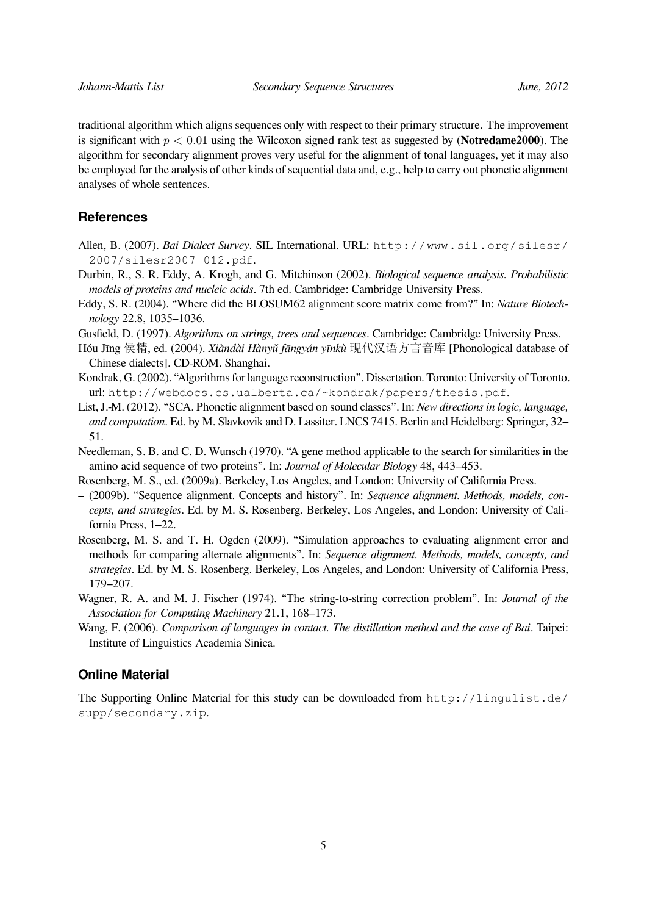traditional algorithm which aligns sequences only with respect to their primary structure. The improvement is significant with $p < 0.01$ using the Wilcoxon signed rank test as suggested by (**Notredame2000**). The algorithm for secondary alignment proves very useful for the alignment of tonal languages, yet it may also be employed for the analysis of other kinds of sequential data and, e.g., help to carry out phonetic alignment analyses of whole sentences.

## References

Allen, B. (2007). *Bai Dialect Survey*. SIL International. URL: http://www.sil.org/silesr/2007/silesr2007-012.pdf.

Durbin, R., S. R. Eddy, A. Krogh, and G. Mitchinson (2002). *Biological sequence analysis. Probabilistic models of proteins and nucleic acids*. 7th ed. Cambridge: Cambridge University Press.

Eddy, S. R. (2004). "Where did the BLOSUM62 alignment score matrix come from?" In: *Nature Biotechnology* 22.8, 1035–1036.

Gusfield, D. (1997). *Algorithms on strings, trees and sequences*. Cambridge: Cambridge University Press.

Hóu Jīng 侯精, ed. (2004). *Xiàndài Hànyǔ fāngyán yīnkù* 现代汉语方言音库 [Phonological database of Chinese dialects]. CD-ROM. Shanghai.

Kondrak, G. (2002). "Algorithms for language reconstruction". Dissertation. Toronto: University of Toronto. url: http://webdocs.cs.ualberta.ca/~kondrak/papers/thesis.pdf.

List, J.-M. (2012). "SCA. Phonetic alignment based on sound classes". In: *New directions in logic, language, and computation*. Ed. by M. Slavkovik and D. Lassiter. LNCS 7415. Berlin and Heidelberg: Springer, 32–51.

Needleman, S. B. and C. D. Wunsch (1970). "A gene method applicable to the search for similarities in the amino acid sequence of two proteins". In: *Journal of Molecular Biology* 48, 443–453.

Rosenberg, M. S., ed. (2009a). Berkeley, Los Angeles, and London: University of California Press.

– (2009b). "Sequence alignment. Concepts and history". In: *Sequence alignment. Methods, models, concepts, and strategies*. Ed. by M. S. Rosenberg. Berkeley, Los Angeles, and London: University of California Press, 1–22.

Rosenberg, M. S. and T. H. Ogden (2009). "Simulation approaches to evaluating alignment error and methods for comparing alternate alignments". In: *Sequence alignment. Methods, models, concepts, and strategies*. Ed. by M. S. Rosenberg. Berkeley, Los Angeles, and London: University of California Press, 179–207.

Wagner, R. A. and M. J. Fischer (1974). "The string-to-string correction problem". In: *Journal of the Association for Computing Machinery* 21.1, 168–173.

Wang, F. (2006). *Comparison of languages in contact. The distillation method and the case of Bai*. Taipei: Institute of Linguistics Academia Sinica.

## Online Material

The Supporting Online Material for this study can be downloaded from http://lingulist.de/supp/secondary.zip.